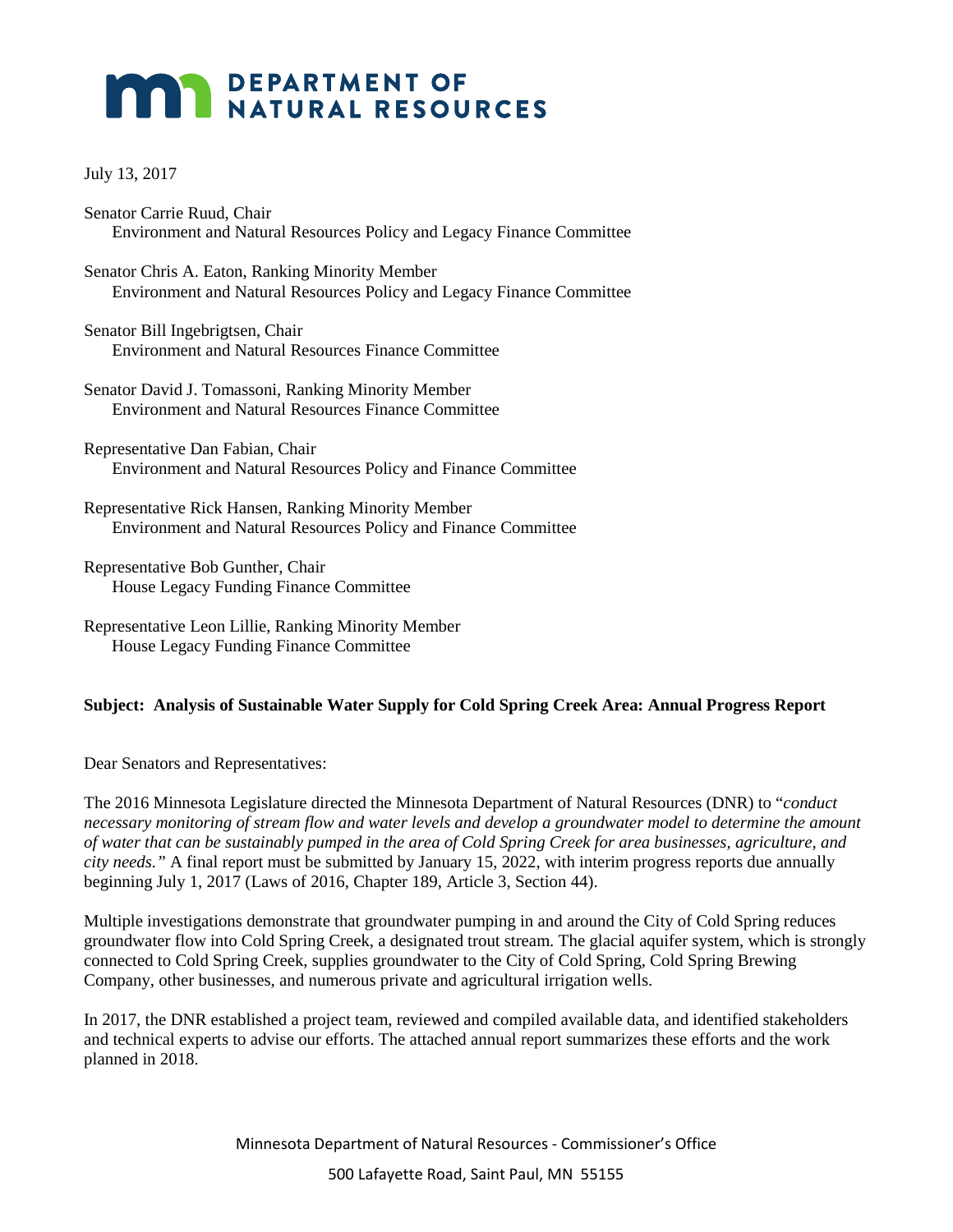# DEPARTMENT OF NATURAL RESOURCES

July 13, 2017

Senator Carrie Ruud, Chair
Environment and Natural Resources Policy and Legacy Finance Committee

Senator Chris A. Eaton, Ranking Minority Member
Environment and Natural Resources Policy and Legacy Finance Committee

Senator Bill Ingebrigtsen, Chair
Environment and Natural Resources Finance Committee

Senator David J. Tomassoni, Ranking Minority Member
Environment and Natural Resources Finance Committee

Representative Dan Fabian, Chair
Environment and Natural Resources Policy and Finance Committee

Representative Rick Hansen, Ranking Minority Member
Environment and Natural Resources Policy and Finance Committee

Representative Bob Gunther, Chair
House Legacy Funding Finance Committee

Representative Leon Lillie, Ranking Minority Member
House Legacy Funding Finance Committee

**Subject: Analysis of Sustainable Water Supply for Cold Spring Creek Area: Annual Progress Report**

Dear Senators and Representatives:

The 2016 Minnesota Legislature directed the Minnesota Department of Natural Resources (DNR) to "*conduct necessary monitoring of stream flow and water levels and develop a groundwater model to determine the amount of water that can be sustainably pumped in the area of Cold Spring Creek for area businesses, agriculture, and city needs.*" A final report must be submitted by January 15, 2022, with interim progress reports due annually beginning July 1, 2017 (Laws of 2016, Chapter 189, Article 3, Section 44).

Multiple investigations demonstrate that groundwater pumping in and around the City of Cold Spring reduces groundwater flow into Cold Spring Creek, a designated trout stream. The glacial aquifer system, which is strongly connected to Cold Spring Creek, supplies groundwater to the City of Cold Spring, Cold Spring Brewing Company, other businesses, and numerous private and agricultural irrigation wells.

In 2017, the DNR established a project team, reviewed and compiled available data, and identified stakeholders and technical experts to advise our efforts. The attached annual report summarizes these efforts and the work planned in 2018.

Minnesota Department of Natural Resources - Commissioner's Office
500 Lafayette Road, Saint Paul, MN 55155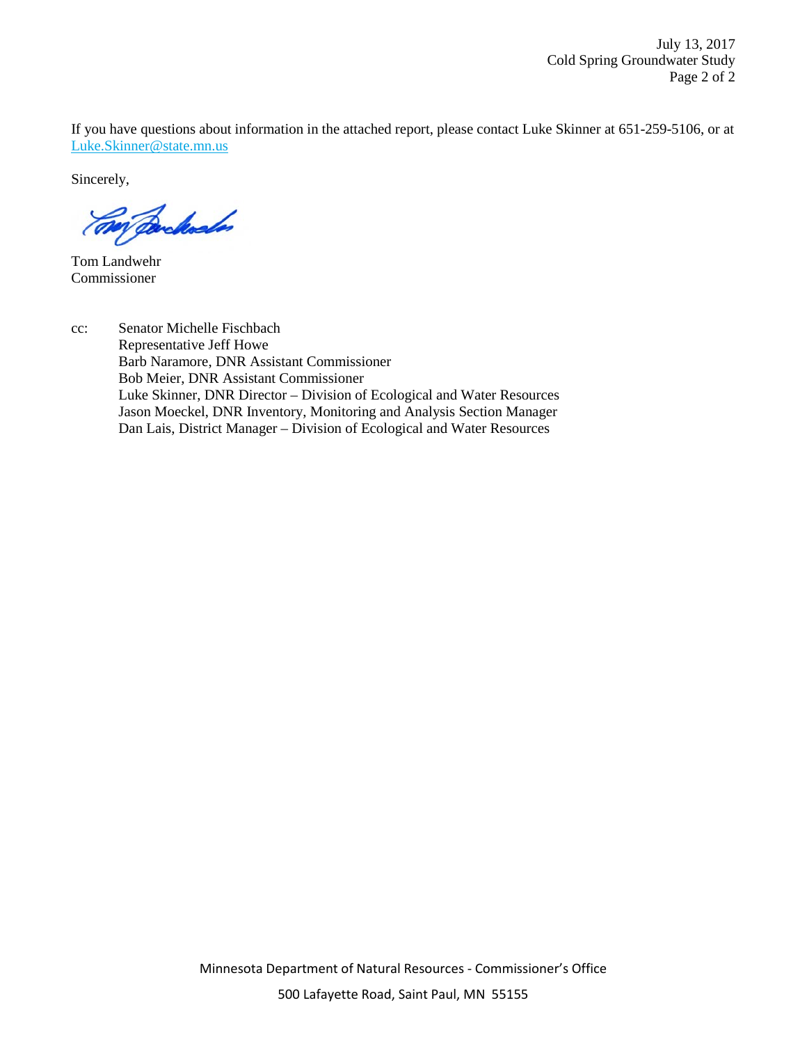If you have questions about information in the attached report, please contact Luke Skinner at 651-259-5106, or at Luke.Skinner@state.mn.us

Sincerely,

Tom Landwehr
Commissioner

cc: Senator Michelle Fischbach
Representative Jeff Howe
Barb Naramore, DNR Assistant Commissioner
Bob Meier, DNR Assistant Commissioner
Luke Skinner, DNR Director – Division of Ecological and Water Resources
Jason Moeckel, DNR Inventory, Monitoring and Analysis Section Manager
Dan Lais, District Manager – Division of Ecological and Water Resources

Minnesota Department of Natural Resources - Commissioner's Office

500 Lafayette Road, Saint Paul, MN 55155